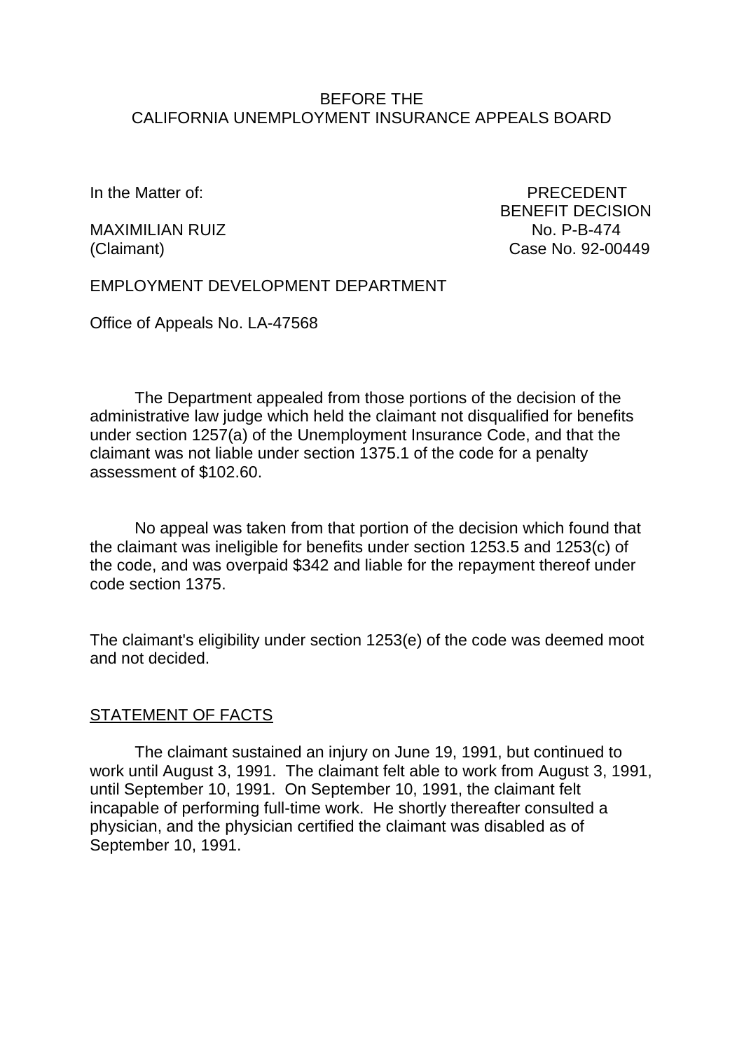BEFORE THE
CALIFORNIA UNEMPLOYMENT INSURANCE APPEALS BOARD

In the Matter of:

MAXIMILIAN RUIZ
(Claimant)

PRECEDENT
BENEFIT DECISION
No. P-B-474
Case No. 92-00449

EMPLOYMENT DEVELOPMENT DEPARTMENT

Office of Appeals No. LA-47568

The Department appealed from those portions of the decision of the administrative law judge which held the claimant not disqualified for benefits under section 1257(a) of the Unemployment Insurance Code, and that the claimant was not liable under section 1375.1 of the code for a penalty assessment of $102.60.

No appeal was taken from that portion of the decision which found that the claimant was ineligible for benefits under section 1253.5 and 1253(c) of the code, and was overpaid $342 and liable for the repayment thereof under code section 1375.

The claimant's eligibility under section 1253(e) of the code was deemed moot and not decided.

## STATEMENT OF FACTS

The claimant sustained an injury on June 19, 1991, but continued to work until August 3, 1991. The claimant felt able to work from August 3, 1991, until September 10, 1991. On September 10, 1991, the claimant felt incapable of performing full-time work. He shortly thereafter consulted a physician, and the physician certified the claimant was disabled as of September 10, 1991.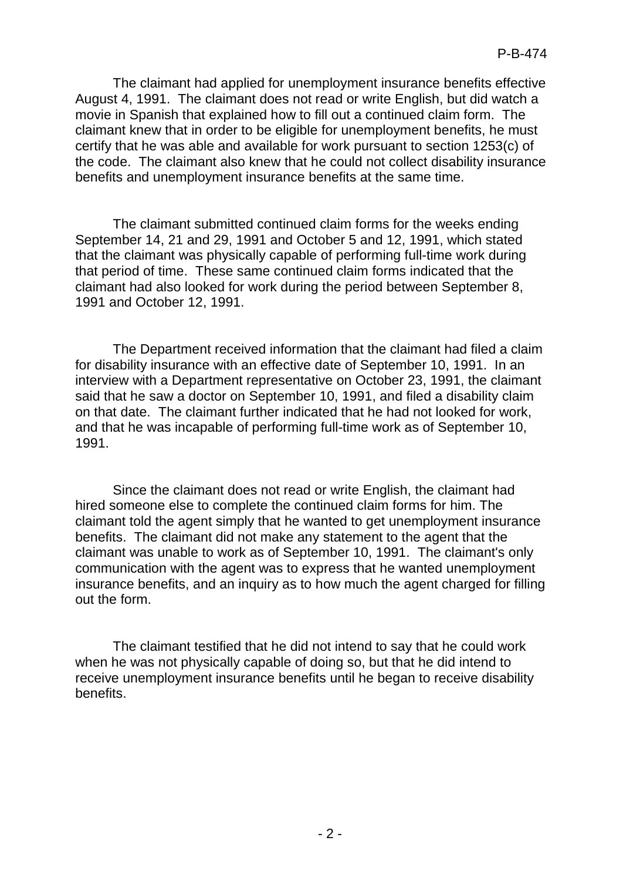The claimant had applied for unemployment insurance benefits effective August 4, 1991. The claimant does not read or write English, but did watch a movie in Spanish that explained how to fill out a continued claim form. The claimant knew that in order to be eligible for unemployment benefits, he must certify that he was able and available for work pursuant to section 1253(c) of the code. The claimant also knew that he could not collect disability insurance benefits and unemployment insurance benefits at the same time.

The claimant submitted continued claim forms for the weeks ending September 14, 21 and 29, 1991 and October 5 and 12, 1991, which stated that the claimant was physically capable of performing full-time work during that period of time. These same continued claim forms indicated that the claimant had also looked for work during the period between September 8, 1991 and October 12, 1991.

The Department received information that the claimant had filed a claim for disability insurance with an effective date of September 10, 1991. In an interview with a Department representative on October 23, 1991, the claimant said that he saw a doctor on September 10, 1991, and filed a disability claim on that date. The claimant further indicated that he had not looked for work, and that he was incapable of performing full-time work as of September 10, 1991.

Since the claimant does not read or write English, the claimant had hired someone else to complete the continued claim forms for him. The claimant told the agent simply that he wanted to get unemployment insurance benefits. The claimant did not make any statement to the agent that the claimant was unable to work as of September 10, 1991. The claimant's only communication with the agent was to express that he wanted unemployment insurance benefits, and an inquiry as to how much the agent charged for filling out the form.

The claimant testified that he did not intend to say that he could work when he was not physically capable of doing so, but that he did intend to receive unemployment insurance benefits until he began to receive disability benefits.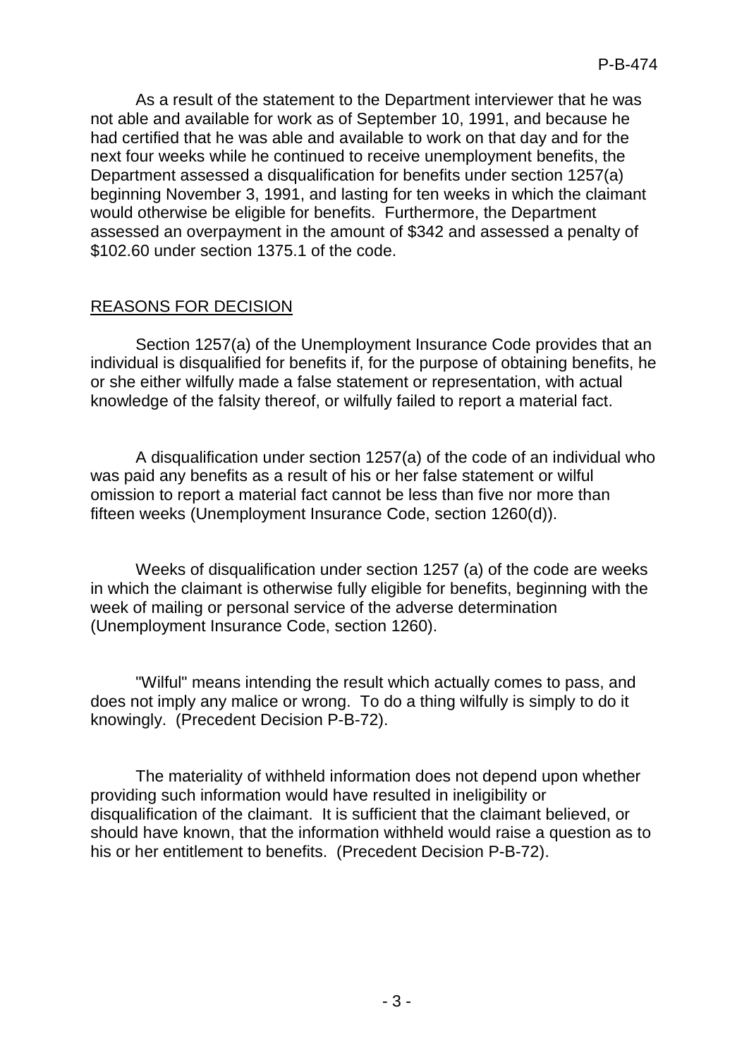As a result of the statement to the Department interviewer that he was not able and available for work as of September 10, 1991, and because he had certified that he was able and available to work on that day and for the next four weeks while he continued to receive unemployment benefits, the Department assessed a disqualification for benefits under section 1257(a) beginning November 3, 1991, and lasting for ten weeks in which the claimant would otherwise be eligible for benefits. Furthermore, the Department assessed an overpayment in the amount of $342 and assessed a penalty of $102.60 under section 1375.1 of the code.

## REASONS FOR DECISION

Section 1257(a) of the Unemployment Insurance Code provides that an individual is disqualified for benefits if, for the purpose of obtaining benefits, he or she either wilfully made a false statement or representation, with actual knowledge of the falsity thereof, or wilfully failed to report a material fact.

A disqualification under section 1257(a) of the code of an individual who was paid any benefits as a result of his or her false statement or wilful omission to report a material fact cannot be less than five nor more than fifteen weeks (Unemployment Insurance Code, section 1260(d)).

Weeks of disqualification under section 1257 (a) of the code are weeks in which the claimant is otherwise fully eligible for benefits, beginning with the week of mailing or personal service of the adverse determination (Unemployment Insurance Code, section 1260).

"Wilful" means intending the result which actually comes to pass, and does not imply any malice or wrong. To do a thing wilfully is simply to do it knowingly. (Precedent Decision P-B-72).

The materiality of withheld information does not depend upon whether providing such information would have resulted in ineligibility or disqualification of the claimant. It is sufficient that the claimant believed, or should have known, that the information withheld would raise a question as to his or her entitlement to benefits. (Precedent Decision P-B-72).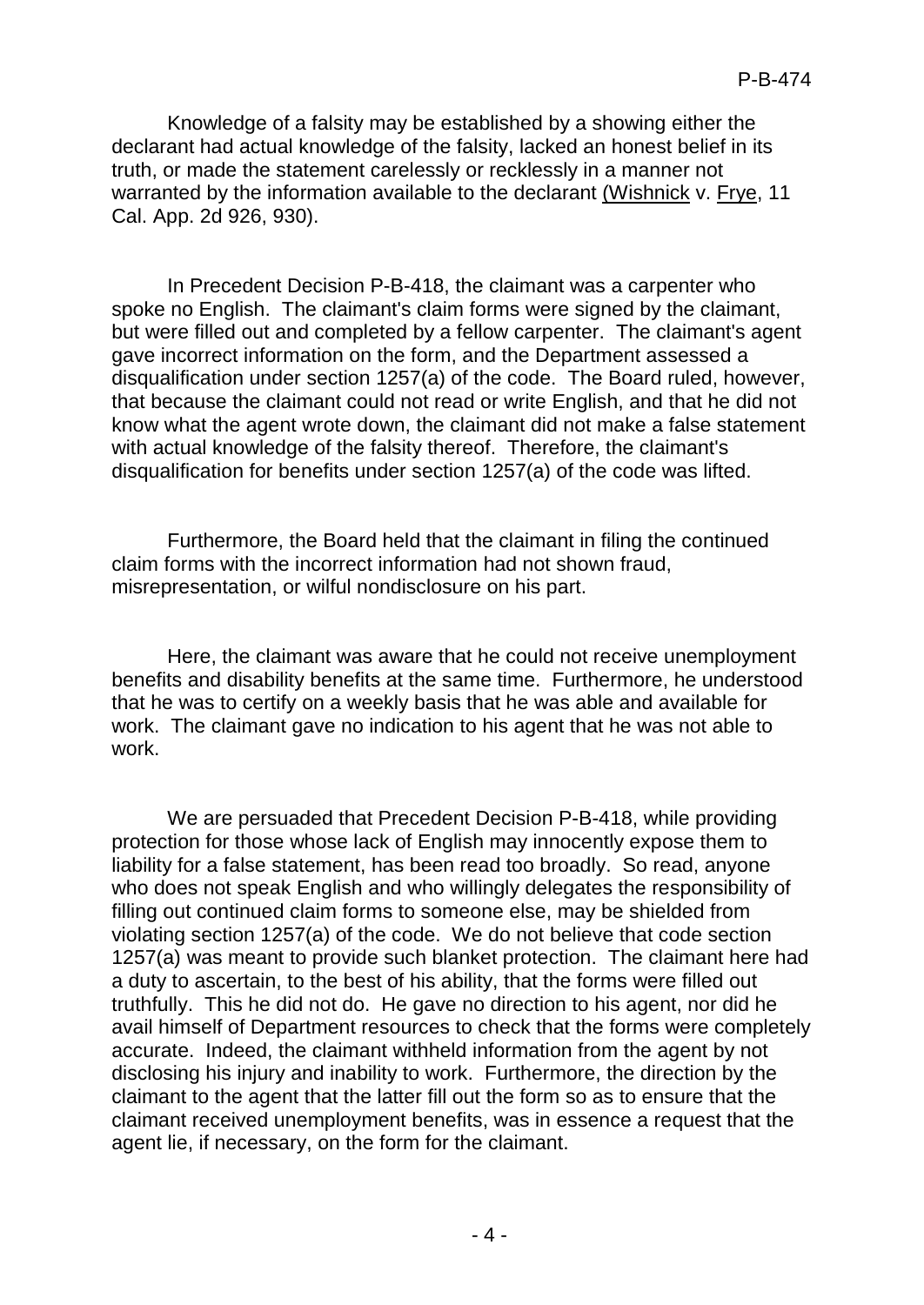Knowledge of a falsity may be established by a showing either the declarant had actual knowledge of the falsity, lacked an honest belief in its truth, or made the statement carelessly or recklessly in a manner not warranted by the information available to the declarant (Wishnick v. Frye, 11 Cal. App. 2d 926, 930).

In Precedent Decision P-B-418, the claimant was a carpenter who spoke no English. The claimant's claim forms were signed by the claimant, but were filled out and completed by a fellow carpenter. The claimant's agent gave incorrect information on the form, and the Department assessed a disqualification under section 1257(a) of the code. The Board ruled, however, that because the claimant could not read or write English, and that he did not know what the agent wrote down, the claimant did not make a false statement with actual knowledge of the falsity thereof. Therefore, the claimant's disqualification for benefits under section 1257(a) of the code was lifted.

Furthermore, the Board held that the claimant in filing the continued claim forms with the incorrect information had not shown fraud, misrepresentation, or wilful nondisclosure on his part.

Here, the claimant was aware that he could not receive unemployment benefits and disability benefits at the same time. Furthermore, he understood that he was to certify on a weekly basis that he was able and available for work. The claimant gave no indication to his agent that he was not able to work.

We are persuaded that Precedent Decision P-B-418, while providing protection for those whose lack of English may innocently expose them to liability for a false statement, has been read too broadly. So read, anyone who does not speak English and who willingly delegates the responsibility of filling out continued claim forms to someone else, may be shielded from violating section 1257(a) of the code. We do not believe that code section 1257(a) was meant to provide such blanket protection. The claimant here had a duty to ascertain, to the best of his ability, that the forms were filled out truthfully. This he did not do. He gave no direction to his agent, nor did he avail himself of Department resources to check that the forms were completely accurate. Indeed, the claimant withheld information from the agent by not disclosing his injury and inability to work. Furthermore, the direction by the claimant to the agent that the latter fill out the form so as to ensure that the claimant received unemployment benefits, was in essence a request that the agent lie, if necessary, on the form for the claimant.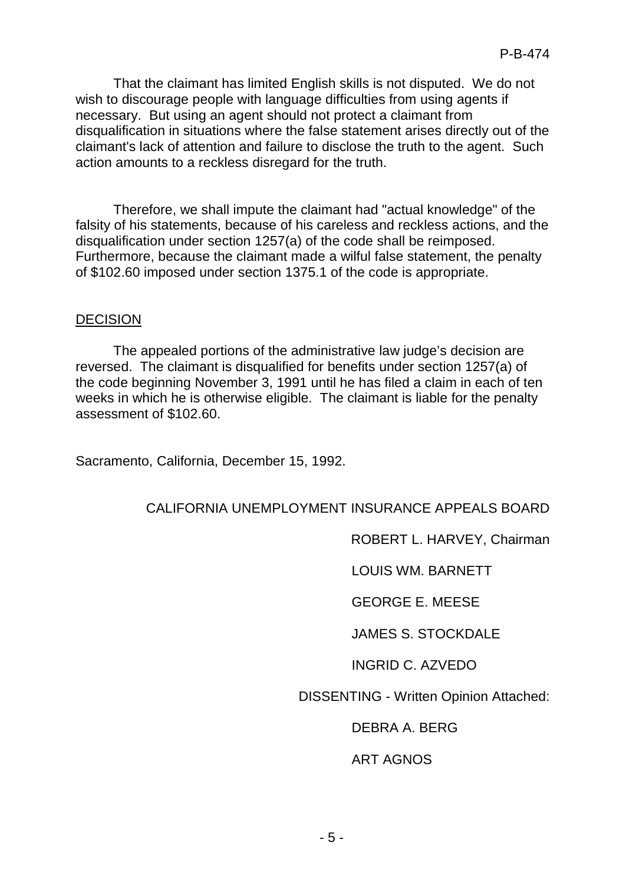That the claimant has limited English skills is not disputed. We do not wish to discourage people with language difficulties from using agents if necessary. But using an agent should not protect a claimant from disqualification in situations where the false statement arises directly out of the claimant's lack of attention and failure to disclose the truth to the agent. Such action amounts to a reckless disregard for the truth.

Therefore, we shall impute the claimant had "actual knowledge" of the falsity of his statements, because of his careless and reckless actions, and the disqualification under section 1257(a) of the code shall be reimposed. Furthermore, because the claimant made a wilful false statement, the penalty of $102.60 imposed under section 1375.1 of the code is appropriate.

## DECISION

The appealed portions of the administrative law judge's decision are reversed. The claimant is disqualified for benefits under section 1257(a) of the code beginning November 3, 1991 until he has filed a claim in each of ten weeks in which he is otherwise eligible. The claimant is liable for the penalty assessment of $102.60.

Sacramento, California, December 15, 1992.

CALIFORNIA UNEMPLOYMENT INSURANCE APPEALS BOARD

ROBERT L. HARVEY, Chairman

LOUIS WM. BARNETT

GEORGE E. MEESE

JAMES S. STOCKDALE

INGRID C. AZVEDO

DISSENTING - Written Opinion Attached:

DEBRA A. BERG

ART AGNOS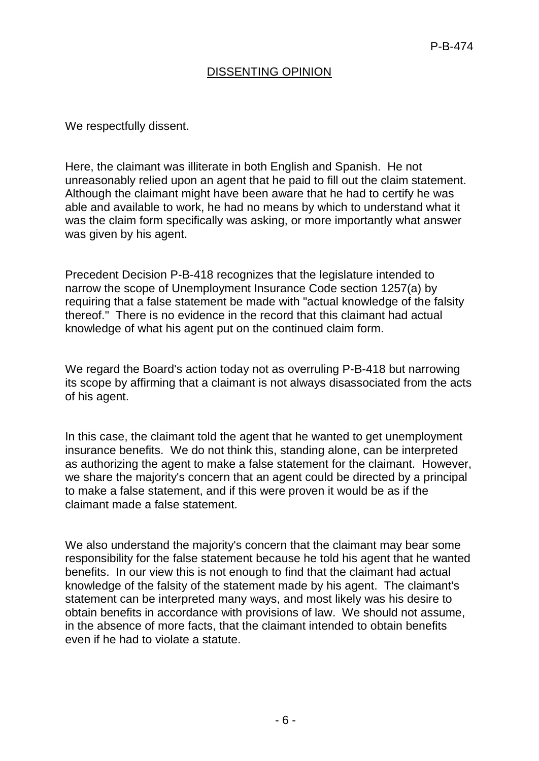## DISSENTING OPINION

We respectfully dissent.

Here, the claimant was illiterate in both English and Spanish. He not unreasonably relied upon an agent that he paid to fill out the claim statement. Although the claimant might have been aware that he had to certify he was able and available to work, he had no means by which to understand what it was the claim form specifically was asking, or more importantly what answer was given by his agent.

Precedent Decision P-B-418 recognizes that the legislature intended to narrow the scope of Unemployment Insurance Code section 1257(a) by requiring that a false statement be made with "actual knowledge of the falsity thereof." There is no evidence in the record that this claimant had actual knowledge of what his agent put on the continued claim form.

We regard the Board's action today not as overruling P-B-418 but narrowing its scope by affirming that a claimant is not always disassociated from the acts of his agent.

In this case, the claimant told the agent that he wanted to get unemployment insurance benefits. We do not think this, standing alone, can be interpreted as authorizing the agent to make a false statement for the claimant. However, we share the majority's concern that an agent could be directed by a principal to make a false statement, and if this were proven it would be as if the claimant made a false statement.

We also understand the majority's concern that the claimant may bear some responsibility for the false statement because he told his agent that he wanted benefits. In our view this is not enough to find that the claimant had actual knowledge of the falsity of the statement made by his agent. The claimant's statement can be interpreted many ways, and most likely was his desire to obtain benefits in accordance with provisions of law. We should not assume, in the absence of more facts, that the claimant intended to obtain benefits even if he had to violate a statute.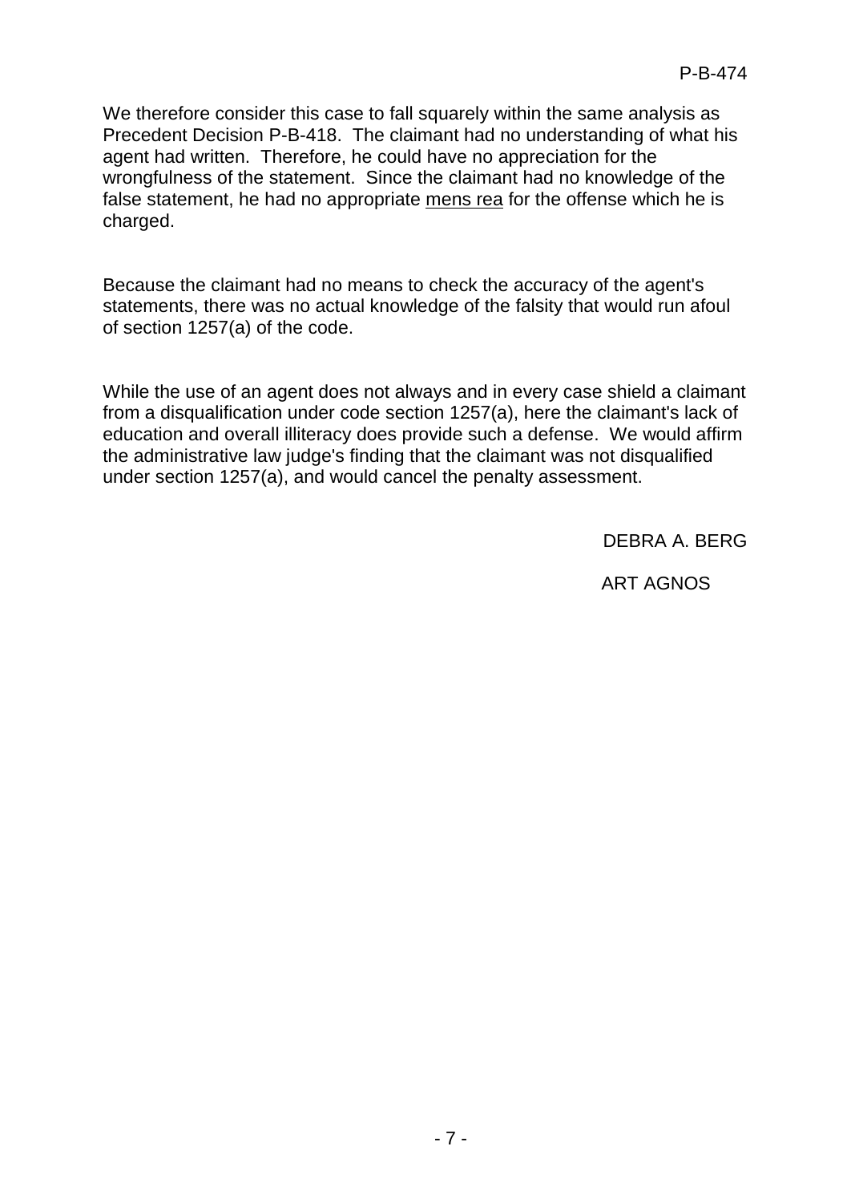We therefore consider this case to fall squarely within the same analysis as Precedent Decision P-B-418. The claimant had no understanding of what his agent had written. Therefore, he could have no appreciation for the wrongfulness of the statement. Since the claimant had no knowledge of the false statement, he had no appropriate mens rea for the offense which he is charged.

Because the claimant had no means to check the accuracy of the agent's statements, there was no actual knowledge of the falsity that would run afoul of section 1257(a) of the code.

While the use of an agent does not always and in every case shield a claimant from a disqualification under code section 1257(a), here the claimant's lack of education and overall illiteracy does provide such a defense. We would affirm the administrative law judge's finding that the claimant was not disqualified under section 1257(a), and would cancel the penalty assessment.

DEBRA A. BERG

ART AGNOS